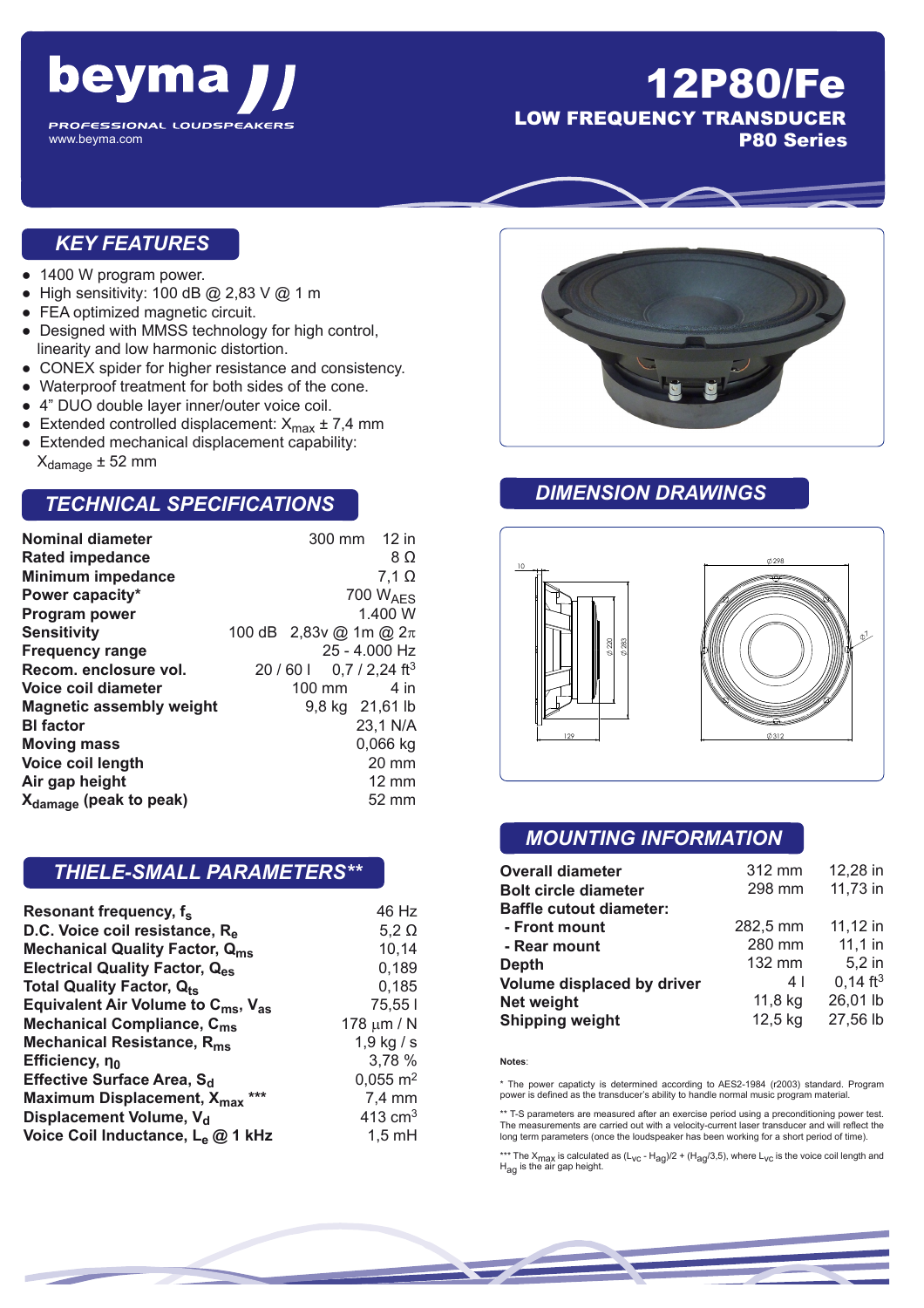# beyma

PROFESSIONAL LOUDSPEAKERS

www.beyma.com

# 12P80/Fe

## LOW FREQUENCY TRANSDUCER

## P80 Series

## KEY FEATURES

- 1400 W program power.
- High sensitivity: 100 dB @ 2,83 V @ 1 m
- FEA optimized magnetic circuit.
- Designed with MMSS technology for high control, linearity and low harmonic distortion.
- CONEX spider for higher resistance and consistency.
- Waterproof treatment for both sides of the cone.
- 4" DUO double layer inner/outer voice coil.
- Extended controlled displacement: $X_{max}$ ± 7,4 mm
- Extended mechanical displacement capability: $X_{damage}$ ± 52 mm

## TECHNICAL SPECIFICATIONS

| | | |
|---|---|---|
| **Nominal diameter** | 300 mm | 12 in |
| **Rated impedance** | | 8 Ω |
| **Minimum impedance** | | 7,1 Ω |
| **Power capacity*** | | 700 $W_{AES}$ |
| **Program power** | | 1.400 W |
| **Sensitivity** | 100 dB | 2,83v @ 1m @ 2π |
| **Frequency range** | | 25 - 4.000 Hz |
| **Recom. enclosure vol.** | 20 / 60 l | 0,7 / 2,24 $ft^3$ |
| **Voice coil diameter** | 100 mm | 4 in |
| **Magnetic assembly weight** | 9,8 kg | 21,61 lb |
| **Bl factor** | | 23,1 N/A |
| **Moving mass** | | 0,066 kg |
| **Voice coil length** | | 20 mm |
| **Air gap height** | | 12 mm |
| **$X_{damage}$ (peak to peak)** | | 52 mm |

## THIELE-SMALL PARAMETERS**

| | |
|---|---|
| **Resonant frequency, $f_s$** | 46 Hz |
| **D.C. Voice coil resistance, $R_e$** | 5,2 Ω |
| **Mechanical Quality Factor, $Q_{ms}$** | 10,14 |
| **Electrical Quality Factor, $Q_{es}$** | 0,189 |
| **Total Quality Factor, $Q_{ts}$** | 0,185 |
| **Equivalent Air Volume to $C_{ms}$, $V_{as}$** | 75,55 l |
| **Mechanical Compliance, $C_{ms}$** | 178 μm / N |
| **Mechanical Resistance, $R_{ms}$** | 1,9 kg / s |
| **Efficiency, $\eta_0$** | 3,78 % |
| **Effective Surface Area, $S_d$** | 0,055 $m^2$ |
| **Maximum Displacement, $X_{max}$ *** ** | 7,4 mm |
| **Displacement Volume, $V_d$** | 413 $cm^3$ |
| **Voice Coil Inductance, $L_e$ @ 1 kHz** | 1,5 mH |

## DIMENSION DRAWINGS

## MOUNTING INFORMATION

| | | |
|---|---|---|
| **Overall diameter** | 312 mm | 12,28 in |
| **Bolt circle diameter** | 298 mm | 11,73 in |
| **Baffle cutout diameter:** | | |
| **- Front mount** | 282,5 mm | 11,12 in |
| **- Rear mount** | 280 mm | 11,1 in |
| **Depth** | 132 mm | 5,2 in |
| **Volume displaced by driver** | 4 l | 0,14 $ft^3$ |
| **Net weight** | 11,8 kg | 26,01 lb |
| **Shipping weight** | 12,5 kg | 27,56 lb |

**Notes**:

* The power capacity is determined according to AES2-1984 (r2003) standard. Program power is defined as the transducer's ability to handle normal music program material.

** T-S parameters are measured after an exercise period using a preconditioning power test. The measurements are carried out with a velocity-current laser transducer and will reflect the long term parameters (once the loudspeaker has been working for a short period of time).

*** The $X_{max}$ is calculated as $(L_{VC} - H_{ag})/2 + (H_{ag}/3{,}5)$, where $L_{VC}$ is the voice coil length and $H_{ag}$ is the air gap height.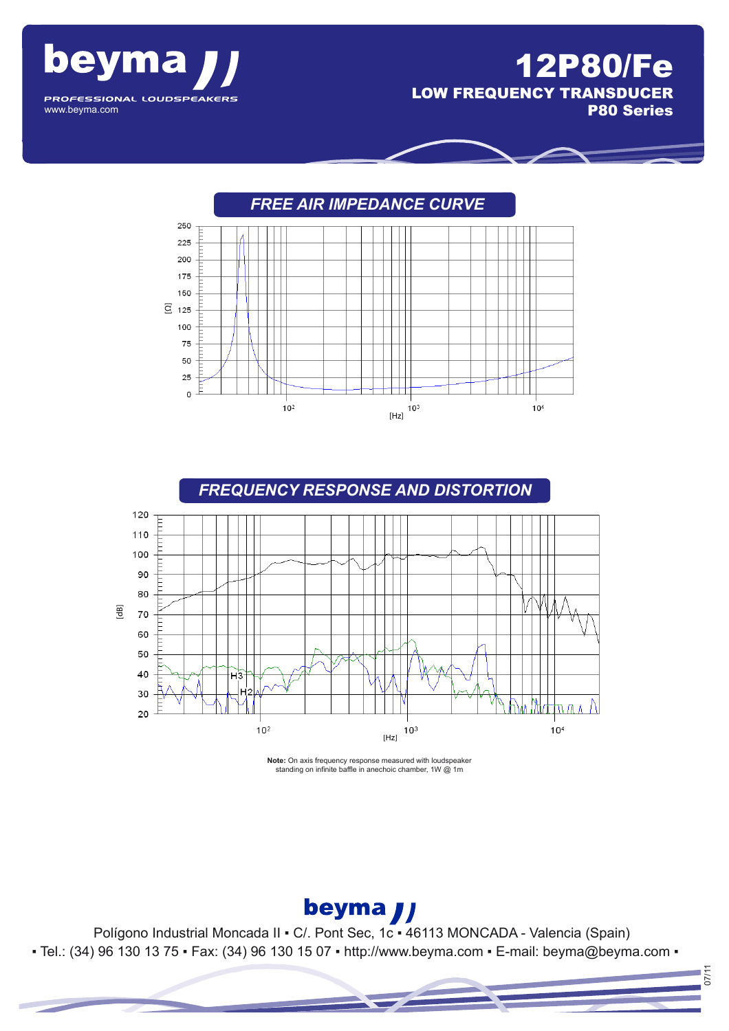# 12P80/Fe

## LOW FREQUENCY TRANSDUCER

**P80 Series**

beyma

PROFESSIONAL LOUDSPEAKERS

www.beyma.com

## FREE AIR IMPEDANCE CURVE

250
225
200
175
150
125
100
75
50
25
0

[Ω]

$10^2$ $10^3$ $10^4$

[Hz]

## FREQUENCY RESPONSE AND DISTORTION

120
110
100
90
80
70
60
50
40
30
20

[dB]

H3
H2

$10^2$ $10^3$ $10^4$

[Hz]

**Note:** On axis frequency response measured with loudspeaker standing on infinite baffle in anechoic chamber, 1W @ 1m

beyma

Polígono Industrial Moncada II ▪ C/. Pont Sec, 1c ▪ 46113 MONCADA - Valencia (Spain)

▪ Tel.: (34) 96 130 13 75 ▪ Fax: (34) 96 130 15 07 ▪ http://www.beyma.com ▪ E-mail: beyma@beyma.com ▪

07/11